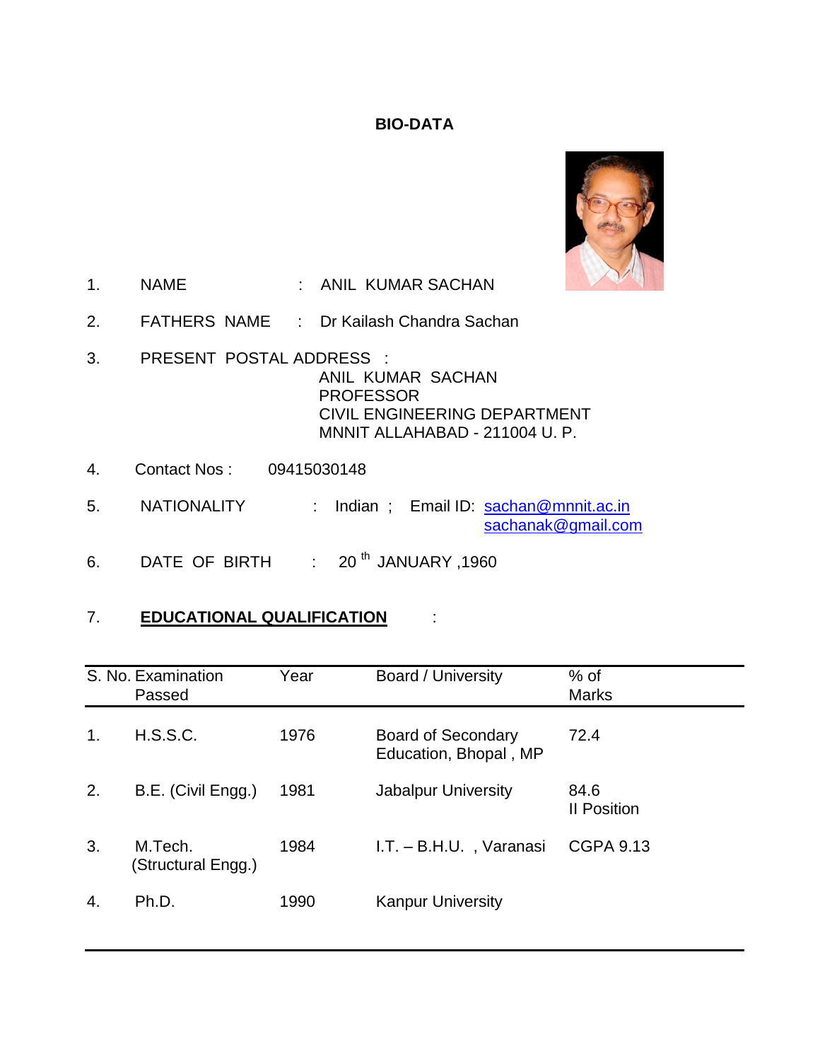# BIO-DATA

1. NAME : ANIL KUMAR SACHAN

2. FATHERS NAME : Dr Kailash Chandra Sachan

3. PRESENT POSTAL ADDRESS :
   ANIL KUMAR SACHAN
   PROFESSOR
   CIVIL ENGINEERING DEPARTMENT
   MNNIT ALLAHABAD - 211004 U. P.

4. Contact Nos : 09415030148

5. NATIONALITY : Indian ; Email ID: sachan@mnnit.ac.in
   sachanak@gmail.com

6. DATE OF BIRTH : 20 th JANUARY ,1960

7. **EDUCATIONAL QUALIFICATION** :

| S. No. | Examination Passed | Year | Board / University | % of Marks |
|---|---|---|---|---|
| 1. | H.S.S.C. | 1976 | Board of Secondary Education, Bhopal , MP | 72.4 |
| 2. | B.E. (Civil Engg.) | 1981 | Jabalpur University | 84.6 II Position |
| 3. | M.Tech. (Structural Engg.) | 1984 | I.T. – B.H.U. , Varanasi | CGPA 9.13 |
| 4. | Ph.D. | 1990 | Kanpur University | |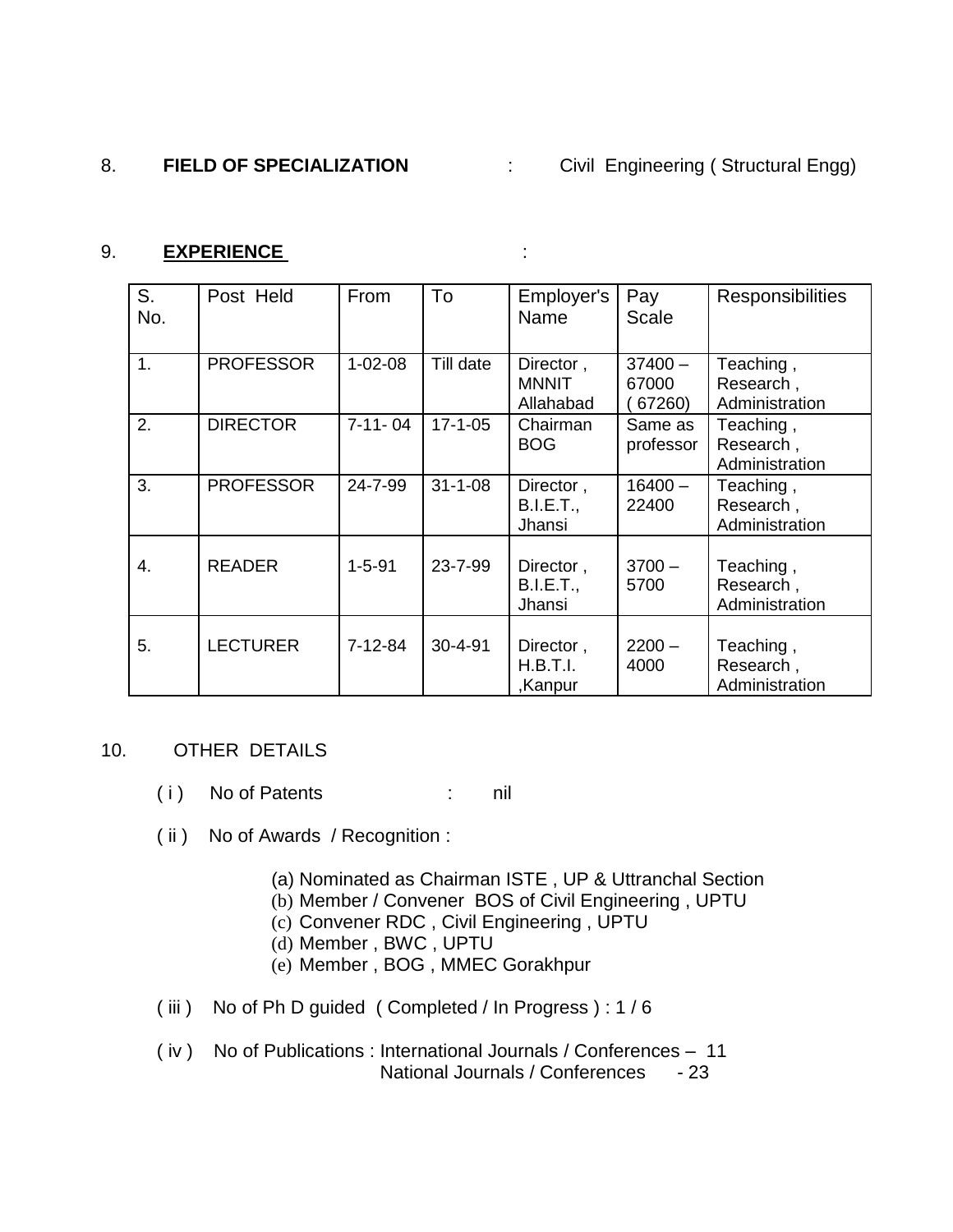8. **FIELD OF SPECIALIZATION** : Civil Engineering ( Structural Engg)

9. **EXPERIENCE** :

| S. No. | Post Held | From | To | Employer's Name | Pay Scale | Responsibilities |
|---|---|---|---|---|---|---|
| 1. | PROFESSOR | 1-02-08 | Till date | Director , MNNIT Allahabad | 37400 – 67000 ( 67260) | Teaching , Research , Administration |
| 2. | DIRECTOR | 7-11- 04 | 17-1-05 | Chairman BOG | Same as professor | Teaching , Research , Administration |
| 3. | PROFESSOR | 24-7-99 | 31-1-08 | Director , B.I.E.T., Jhansi | 16400 – 22400 | Teaching , Research , Administration |
| 4. | READER | 1-5-91 | 23-7-99 | Director , B.I.E.T., Jhansi | 3700 – 5700 | Teaching , Research , Administration |
| 5. | LECTURER | 7-12-84 | 30-4-91 | Director , H.B.T.I. ,Kanpur | 2200 – 4000 | Teaching , Research , Administration |

10. OTHER DETAILS

( i ) No of Patents : nil

( ii ) No of Awards / Recognition :

(a) Nominated as Chairman ISTE , UP & Uttranchal Section
(b) Member / Convener BOS of Civil Engineering , UPTU
(c) Convener RDC , Civil Engineering , UPTU
(d) Member , BWC , UPTU
(e) Member , BOG , MMEC Gorakhpur

( iii ) No of Ph D guided ( Completed / In Progress ) : 1 / 6

( iv ) No of Publications : International Journals / Conferences – 11
National Journals / Conferences - 23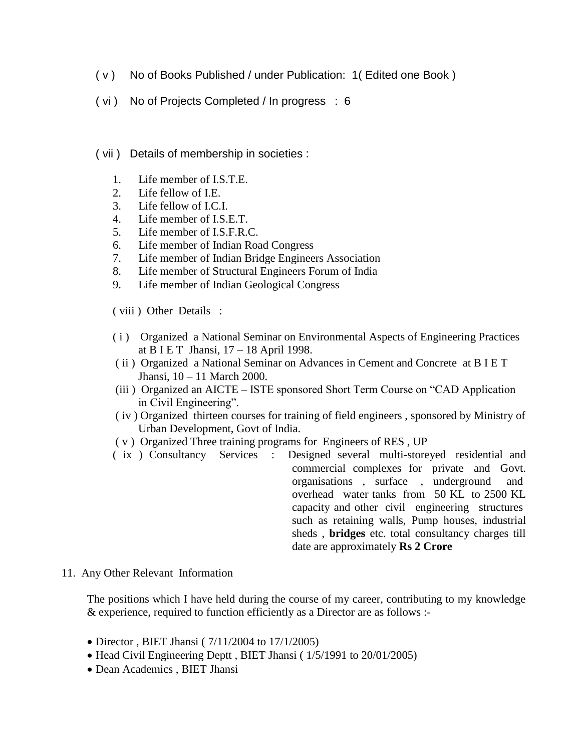( v ) No of Books Published / under Publication: 1( Edited one Book )

( vi ) No of Projects Completed / In progress : 6

( vii ) Details of membership in societies :

1. Life member of I.S.T.E.
2. Life fellow of I.E.
3. Life fellow of I.C.I.
4. Life member of I.S.E.T.
5. Life member of I.S.F.R.C.
6. Life member of Indian Road Congress
7. Life member of Indian Bridge Engineers Association
8. Life member of Structural Engineers Forum of India
9. Life member of Indian Geological Congress

( viii ) Other Details :

( i ) Organized a National Seminar on Environmental Aspects of Engineering Practices at B I E T Jhansi, 17 – 18 April 1998.

( ii ) Organized a National Seminar on Advances in Cement and Concrete at B I E T Jhansi, 10 – 11 March 2000.

(iii ) Organized an AICTE – ISTE sponsored Short Term Course on "CAD Application in Civil Engineering".

( iv ) Organized thirteen courses for training of field engineers , sponsored by Ministry of Urban Development, Govt of India.

( v ) Organized Three training programs for Engineers of RES , UP

( ix ) Consultancy Services : Designed several multi-storeyed residential and commercial complexes for private and Govt. organisations , surface , underground and overhead water tanks from 50 KL to 2500 KL capacity and other civil engineering structures such as retaining walls, Pump houses, industrial sheds , **bridges** etc. total consultancy charges till date are approximately **Rs 2 Crore**

11. Any Other Relevant Information

The positions which I have held during the course of my career, contributing to my knowledge & experience, required to function efficiently as a Director are as follows :-

- Director , BIET Jhansi ( 7/11/2004 to 17/1/2005)
- Head Civil Engineering Deptt , BIET Jhansi ( 1/5/1991 to 20/01/2005)
- Dean Academics , BIET Jhansi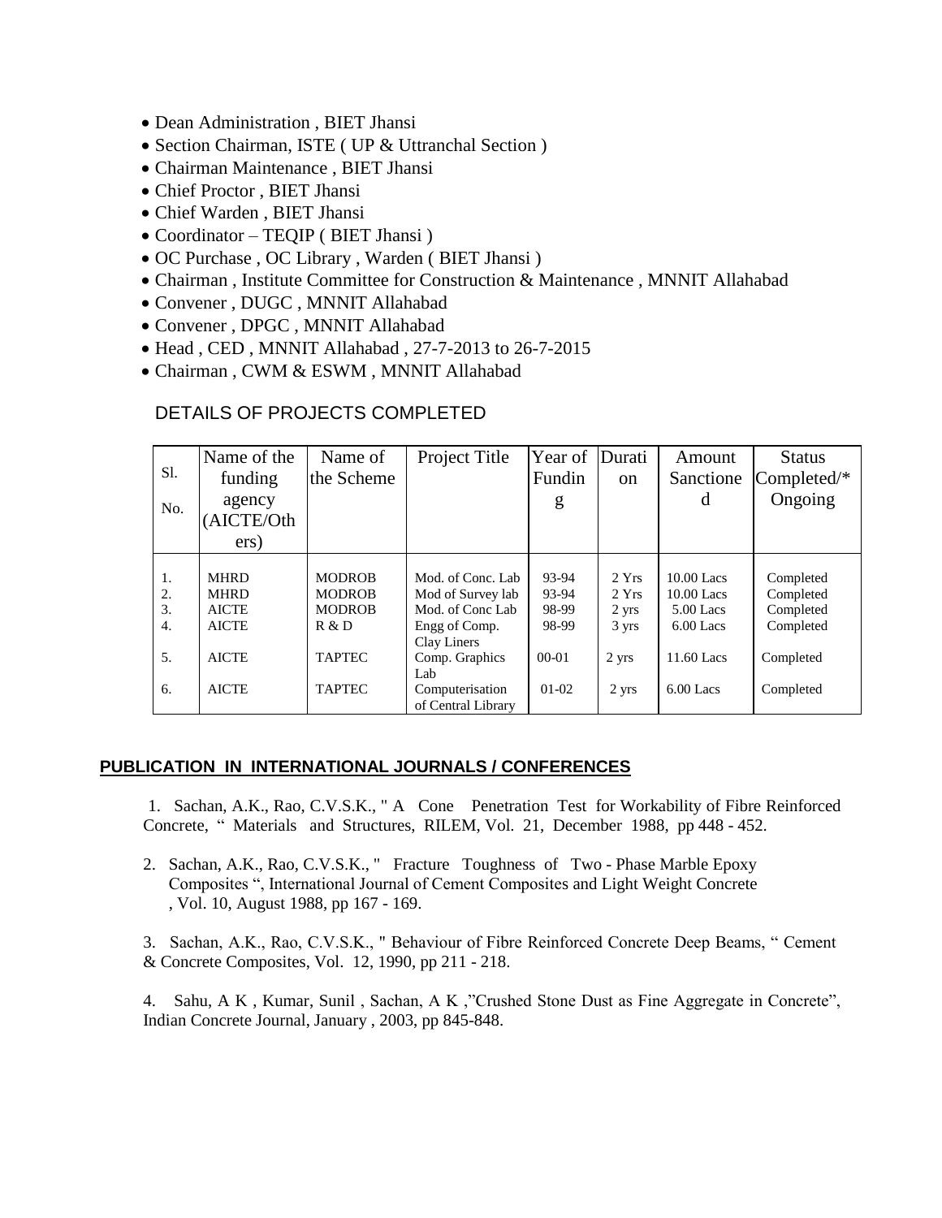- Dean Administration , BIET Jhansi
- Section Chairman, ISTE ( UP & Uttranchal Section )
- Chairman Maintenance , BIET Jhansi
- Chief Proctor , BIET Jhansi
- Chief Warden , BIET Jhansi
- Coordinator – TEQIP ( BIET Jhansi )
- OC Purchase , OC Library , Warden ( BIET Jhansi )
- Chairman , Institute Committee for Construction & Maintenance , MNNIT Allahabad
- Convener , DUGC , MNNIT Allahabad
- Convener , DPGC , MNNIT Allahabad
- Head , CED , MNNIT Allahabad , 27-7-2013 to 26-7-2015
- Chairman , CWM & ESWM , MNNIT Allahabad

## DETAILS OF PROJECTS COMPLETED

| Sl. No. | Name of the funding agency (AICTE/Others) | Name of the Scheme | Project Title | Year of Funding | Duration | Amount Sanctioned | Status Completed/* Ongoing |
|---|---|---|---|---|---|---|---|
| 1. | MHRD | MODROB | Mod. of Conc. Lab | 93-94 | 2 Yrs | 10.00 Lacs | Completed |
| 2. | MHRD | MODROB | Mod of Survey lab | 93-94 | 2 Yrs | 10.00 Lacs | Completed |
| 3. | AICTE | MODROB | Mod. of Conc Lab | 98-99 | 2 yrs | 5.00 Lacs | Completed |
| 4. | AICTE | R & D | Engg of Comp. Clay Liners | 98-99 | 3 yrs | 6.00 Lacs | Completed |
| 5. | AICTE | TAPTEC | Comp. Graphics Lab | 00-01 | 2 yrs | 11.60 Lacs | Completed |
| 6. | AICTE | TAPTEC | Computerisation of Central Library | 01-02 | 2 yrs | 6.00 Lacs | Completed |

## PUBLICATION IN INTERNATIONAL JOURNALS / CONFERENCES

1. Sachan, A.K., Rao, C.V.S.K., " A Cone Penetration Test for Workability of Fibre Reinforced Concrete, " Materials and Structures, RILEM, Vol. 21, December 1988, pp 448 - 452.

2. Sachan, A.K., Rao, C.V.S.K., " Fracture Toughness of Two - Phase Marble Epoxy Composites ", International Journal of Cement Composites and Light Weight Concrete , Vol. 10, August 1988, pp 167 - 169.

3. Sachan, A.K., Rao, C.V.S.K., " Behaviour of Fibre Reinforced Concrete Deep Beams, " Cement & Concrete Composites, Vol. 12, 1990, pp 211 - 218.

4. Sahu, A K , Kumar, Sunil , Sachan, A K ,"Crushed Stone Dust as Fine Aggregate in Concrete", Indian Concrete Journal, January , 2003, pp 845-848.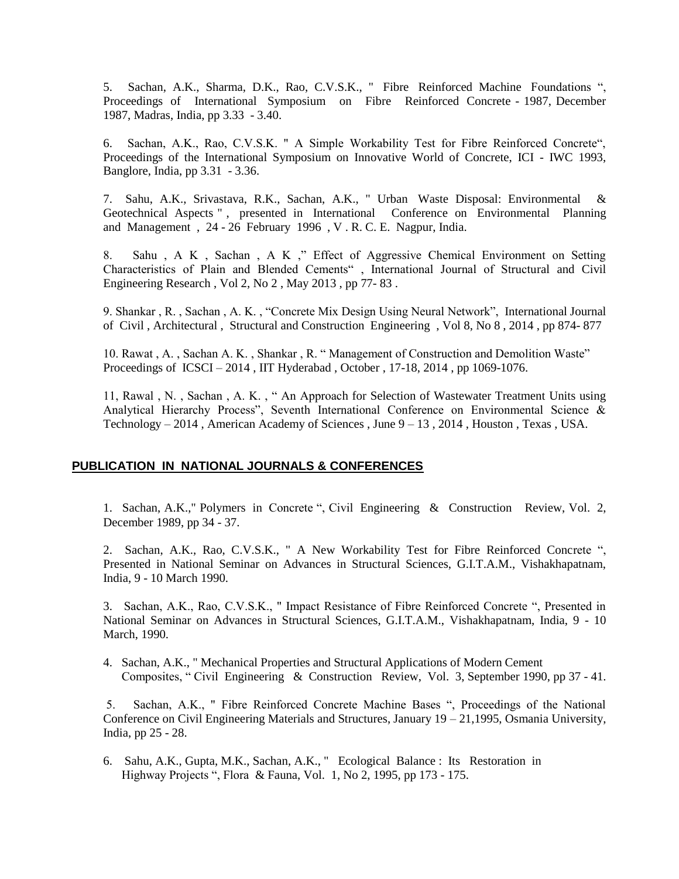5. Sachan, A.K., Sharma, D.K., Rao, C.V.S.K., " Fibre Reinforced Machine Foundations ", Proceedings of International Symposium on Fibre Reinforced Concrete - 1987, December 1987, Madras, India, pp 3.33 - 3.40.

6. Sachan, A.K., Rao, C.V.S.K. " A Simple Workability Test for Fibre Reinforced Concrete", Proceedings of the International Symposium on Innovative World of Concrete, ICI - IWC 1993, Banglore, India, pp 3.31 - 3.36.

7. Sahu, A.K., Srivastava, R.K., Sachan, A.K., " Urban Waste Disposal: Environmental & Geotechnical Aspects " , presented in International Conference on Environmental Planning and Management , 24 - 26 February 1996 , V . R. C. E. Nagpur, India.

8. Sahu , A K , Sachan , A K ," Effect of Aggressive Chemical Environment on Setting Characteristics of Plain and Blended Cements" , International Journal of Structural and Civil Engineering Research , Vol 2, No 2 , May 2013 , pp 77- 83 .

9. Shankar , R. , Sachan , A. K. , "Concrete Mix Design Using Neural Network", International Journal of Civil , Architectural , Structural and Construction Engineering , Vol 8, No 8 , 2014 , pp 874- 877

10. Rawat , A. , Sachan A. K. , Shankar , R. " Management of Construction and Demolition Waste" Proceedings of ICSCI – 2014 , IIT Hyderabad , October , 17-18, 2014 , pp 1069-1076.

11, Rawal , N. , Sachan , A. K. , " An Approach for Selection of Wastewater Treatment Units using Analytical Hierarchy Process", Seventh International Conference on Environmental Science & Technology – 2014 , American Academy of Sciences , June 9 – 13 , 2014 , Houston , Texas , USA.

## PUBLICATION IN NATIONAL JOURNALS & CONFERENCES

1. Sachan, A.K.," Polymers in Concrete ", Civil Engineering & Construction Review, Vol. 2, December 1989, pp 34 - 37.

2. Sachan, A.K., Rao, C.V.S.K., " A New Workability Test for Fibre Reinforced Concrete ", Presented in National Seminar on Advances in Structural Sciences, G.I.T.A.M., Vishakhapatnam, India, 9 - 10 March 1990.

3. Sachan, A.K., Rao, C.V.S.K., " Impact Resistance of Fibre Reinforced Concrete ", Presented in National Seminar on Advances in Structural Sciences, G.I.T.A.M., Vishakhapatnam, India, 9 - 10 March, 1990.

4. Sachan, A.K., " Mechanical Properties and Structural Applications of Modern Cement Composites, " Civil Engineering & Construction Review, Vol. 3, September 1990, pp 37 - 41.

5. Sachan, A.K., " Fibre Reinforced Concrete Machine Bases ", Proceedings of the National Conference on Civil Engineering Materials and Structures, January 19 – 21,1995, Osmania University, India, pp 25 - 28.

6. Sahu, A.K., Gupta, M.K., Sachan, A.K., " Ecological Balance : Its Restoration in Highway Projects ", Flora & Fauna, Vol. 1, No 2, 1995, pp 173 - 175.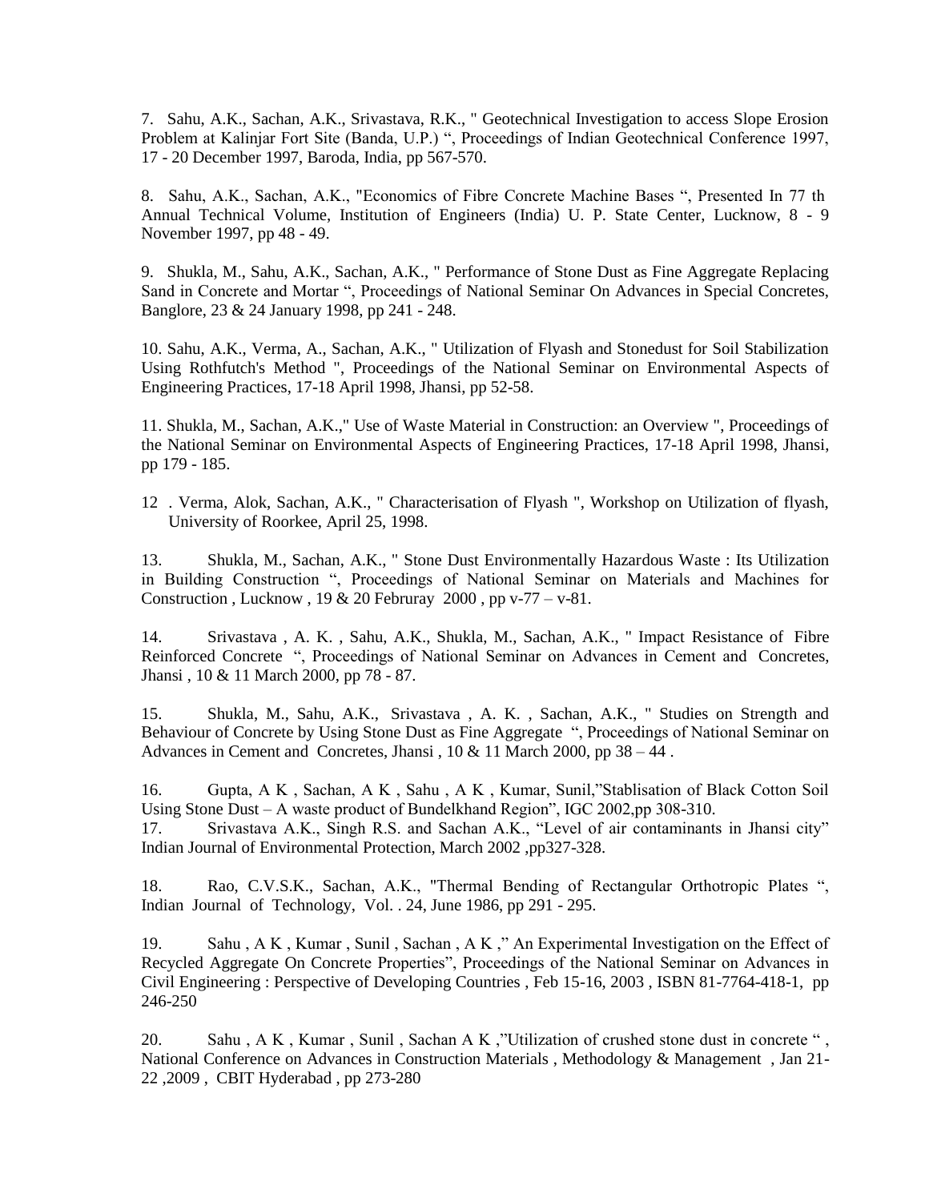7. Sahu, A.K., Sachan, A.K., Srivastava, R.K., " Geotechnical Investigation to access Slope Erosion Problem at Kalinjar Fort Site (Banda, U.P.) ", Proceedings of Indian Geotechnical Conference 1997, 17 - 20 December 1997, Baroda, India, pp 567-570.

8. Sahu, A.K., Sachan, A.K., "Economics of Fibre Concrete Machine Bases ", Presented In 77 th Annual Technical Volume, Institution of Engineers (India) U. P. State Center, Lucknow, 8 - 9 November 1997, pp 48 - 49.

9. Shukla, M., Sahu, A.K., Sachan, A.K., " Performance of Stone Dust as Fine Aggregate Replacing Sand in Concrete and Mortar ", Proceedings of National Seminar On Advances in Special Concretes, Banglore, 23 & 24 January 1998, pp 241 - 248.

10. Sahu, A.K., Verma, A., Sachan, A.K., " Utilization of Flyash and Stonedust for Soil Stabilization Using Rothfutch's Method ", Proceedings of the National Seminar on Environmental Aspects of Engineering Practices, 17-18 April 1998, Jhansi, pp 52-58.

11. Shukla, M., Sachan, A.K.," Use of Waste Material in Construction: an Overview ", Proceedings of the National Seminar on Environmental Aspects of Engineering Practices, 17-18 April 1998, Jhansi, pp 179 - 185.

12 . Verma, Alok, Sachan, A.K., " Characterisation of Flyash ", Workshop on Utilization of flyash, University of Roorkee, April 25, 1998.

13. Shukla, M., Sachan, A.K., " Stone Dust Environmentally Hazardous Waste : Its Utilization in Building Construction ", Proceedings of National Seminar on Materials and Machines for Construction , Lucknow , 19 & 20 Februray 2000 , pp v-77 – v-81.

14. Srivastava , A. K. , Sahu, A.K., Shukla, M., Sachan, A.K., " Impact Resistance of Fibre Reinforced Concrete ", Proceedings of National Seminar on Advances in Cement and Concretes, Jhansi , 10 & 11 March 2000, pp 78 - 87.

15. Shukla, M., Sahu, A.K., Srivastava , A. K. , Sachan, A.K., " Studies on Strength and Behaviour of Concrete by Using Stone Dust as Fine Aggregate ", Proceedings of National Seminar on Advances in Cement and Concretes, Jhansi , 10 & 11 March 2000, pp 38 – 44 .

16. Gupta, A K , Sachan, A K , Sahu , A K , Kumar, Sunil,"Stablisation of Black Cotton Soil Using Stone Dust – A waste product of Bundelkhand Region", IGC 2002,pp 308-310.

17. Srivastava A.K., Singh R.S. and Sachan A.K., "Level of air contaminants in Jhansi city" Indian Journal of Environmental Protection, March 2002 ,pp327-328.

18. Rao, C.V.S.K., Sachan, A.K., "Thermal Bending of Rectangular Orthotropic Plates ", Indian Journal of Technology, Vol. . 24, June 1986, pp 291 - 295.

19. Sahu , A K , Kumar , Sunil , Sachan , A K ," An Experimental Investigation on the Effect of Recycled Aggregate On Concrete Properties", Proceedings of the National Seminar on Advances in Civil Engineering : Perspective of Developing Countries , Feb 15-16, 2003 , ISBN 81-7764-418-1, pp 246-250

20. Sahu , A K , Kumar , Sunil , Sachan A K ,"Utilization of crushed stone dust in concrete " , National Conference on Advances in Construction Materials , Methodology & Management , Jan 21-22 ,2009 , CBIT Hyderabad , pp 273-280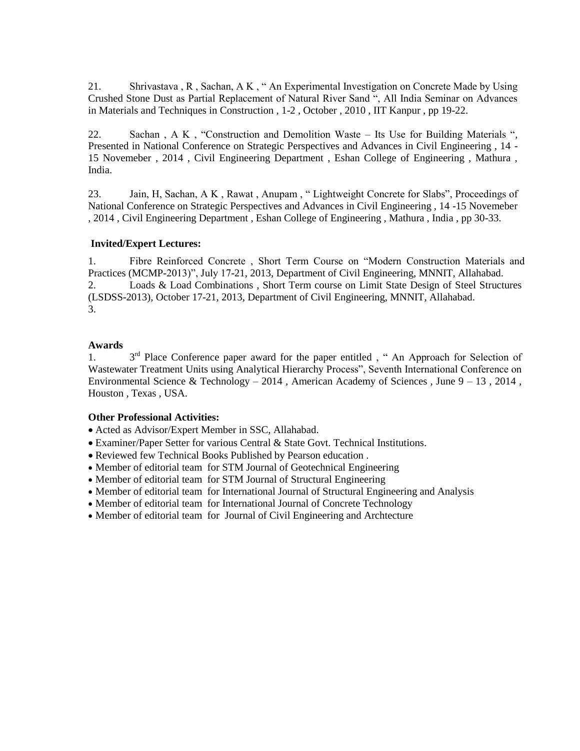21. Shrivastava , R , Sachan, A K , " An Experimental Investigation on Concrete Made by Using Crushed Stone Dust as Partial Replacement of Natural River Sand ", All India Seminar on Advances in Materials and Techniques in Construction , 1-2 , October , 2010 , IIT Kanpur , pp 19-22.

22. Sachan , A K , "Construction and Demolition Waste – Its Use for Building Materials ", Presented in National Conference on Strategic Perspectives and Advances in Civil Engineering , 14 - 15 Novemeber , 2014 , Civil Engineering Department , Eshan College of Engineering , Mathura , India.

23. Jain, H, Sachan, A K , Rawat , Anupam , " Lightweight Concrete for Slabs", Proceedings of National Conference on Strategic Perspectives and Advances in Civil Engineering , 14 -15 Novemeber , 2014 , Civil Engineering Department , Eshan College of Engineering , Mathura , India , pp 30-33.

**Invited/Expert Lectures:**

1. Fibre Reinforced Concrete , Short Term Course on "Modern Construction Materials and Practices (MCMP-2013)", July 17-21, 2013, Department of Civil Engineering, MNNIT, Allahabad.
2. Loads & Load Combinations , Short Term course on Limit State Design of Steel Structures (LSDSS-2013), October 17-21, 2013, Department of Civil Engineering, MNNIT, Allahabad.
3.

**Awards**

1. 3rd Place Conference paper award for the paper entitled , " An Approach for Selection of Wastewater Treatment Units using Analytical Hierarchy Process", Seventh International Conference on Environmental Science & Technology – 2014 , American Academy of Sciences , June 9 – 13 , 2014 , Houston , Texas , USA.

**Other Professional Activities:**

- Acted as Advisor/Expert Member in SSC, Allahabad.
- Examiner/Paper Setter for various Central & State Govt. Technical Institutions.
- Reviewed few Technical Books Published by Pearson education .
- Member of editorial team for STM Journal of Geotechnical Engineering
- Member of editorial team for STM Journal of Structural Engineering
- Member of editorial team for International Journal of Structural Engineering and Analysis
- Member of editorial team for International Journal of Concrete Technology
- Member of editorial team for Journal of Civil Engineering and Archtecture